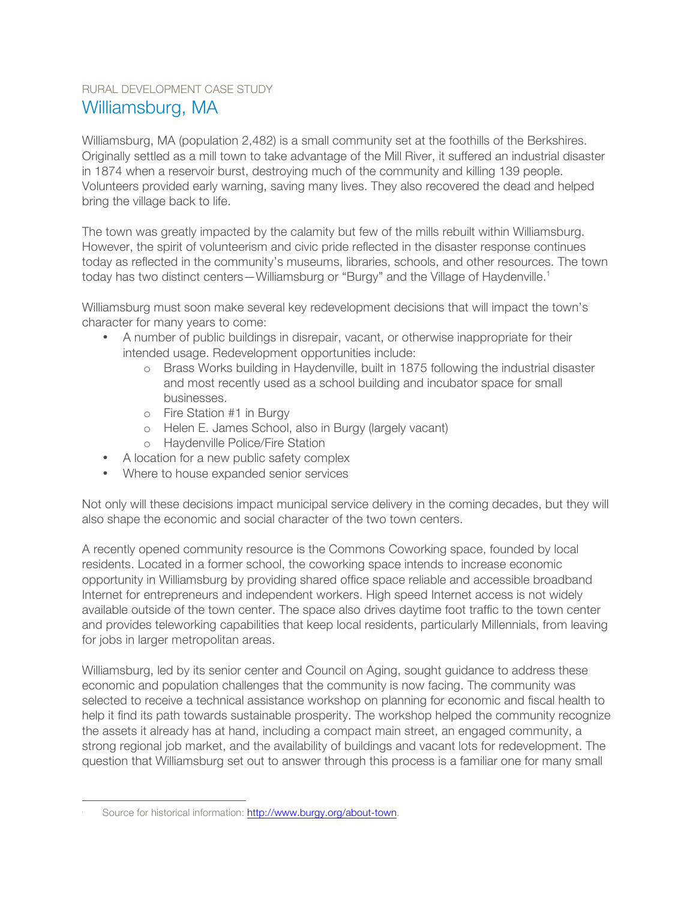RURAL DEVELOPMENT CASE STUDY

# Williamsburg, MA

Williamsburg, MA (population 2,482) is a small community set at the foothills of the Berkshires. Originally settled as a mill town to take advantage of the Mill River, it suffered an industrial disaster in 1874 when a reservoir burst, destroying much of the community and killing 139 people. Volunteers provided early warning, saving many lives. They also recovered the dead and helped bring the village back to life.

The town was greatly impacted by the calamity but few of the mills rebuilt within Williamsburg. However, the spirit of volunteerism and civic pride reflected in the disaster response continues today as reflected in the community's museums, libraries, schools, and other resources. The town today has two distinct centers—Williamsburg or "Burgy" and the Village of Haydenville.[1]

Williamsburg must soon make several key redevelopment decisions that will impact the town's character for many years to come:

- A number of public buildings in disrepair, vacant, or otherwise inappropriate for their intended usage. Redevelopment opportunities include:
    - Brass Works building in Haydenville, built in 1875 following the industrial disaster and most recently used as a school building and incubator space for small businesses.
    - Fire Station #1 in Burgy
    - Helen E. James School, also in Burgy (largely vacant)
    - Haydenville Police/Fire Station
- A location for a new public safety complex
- Where to house expanded senior services

Not only will these decisions impact municipal service delivery in the coming decades, but they will also shape the economic and social character of the two town centers.

A recently opened community resource is the Commons Coworking space, founded by local residents. Located in a former school, the coworking space intends to increase economic opportunity in Williamsburg by providing shared office space reliable and accessible broadband Internet for entrepreneurs and independent workers. High speed Internet access is not widely available outside of the town center. The space also drives daytime foot traffic to the town center and provides teleworking capabilities that keep local residents, particularly Millennials, from leaving for jobs in larger metropolitan areas.

Williamsburg, led by its senior center and Council on Aging, sought guidance to address these economic and population challenges that the community is now facing. The community was selected to receive a technical assistance workshop on planning for economic and fiscal health to help it find its path towards sustainable prosperity. The workshop helped the community recognize the assets it already has at hand, including a compact main street, an engaged community, a strong regional job market, and the availability of buildings and vacant lots for redevelopment. The question that Williamsburg set out to answer through this process is a familiar one for many small

[1] Source for historical information: http://www.burgy.org/about-town.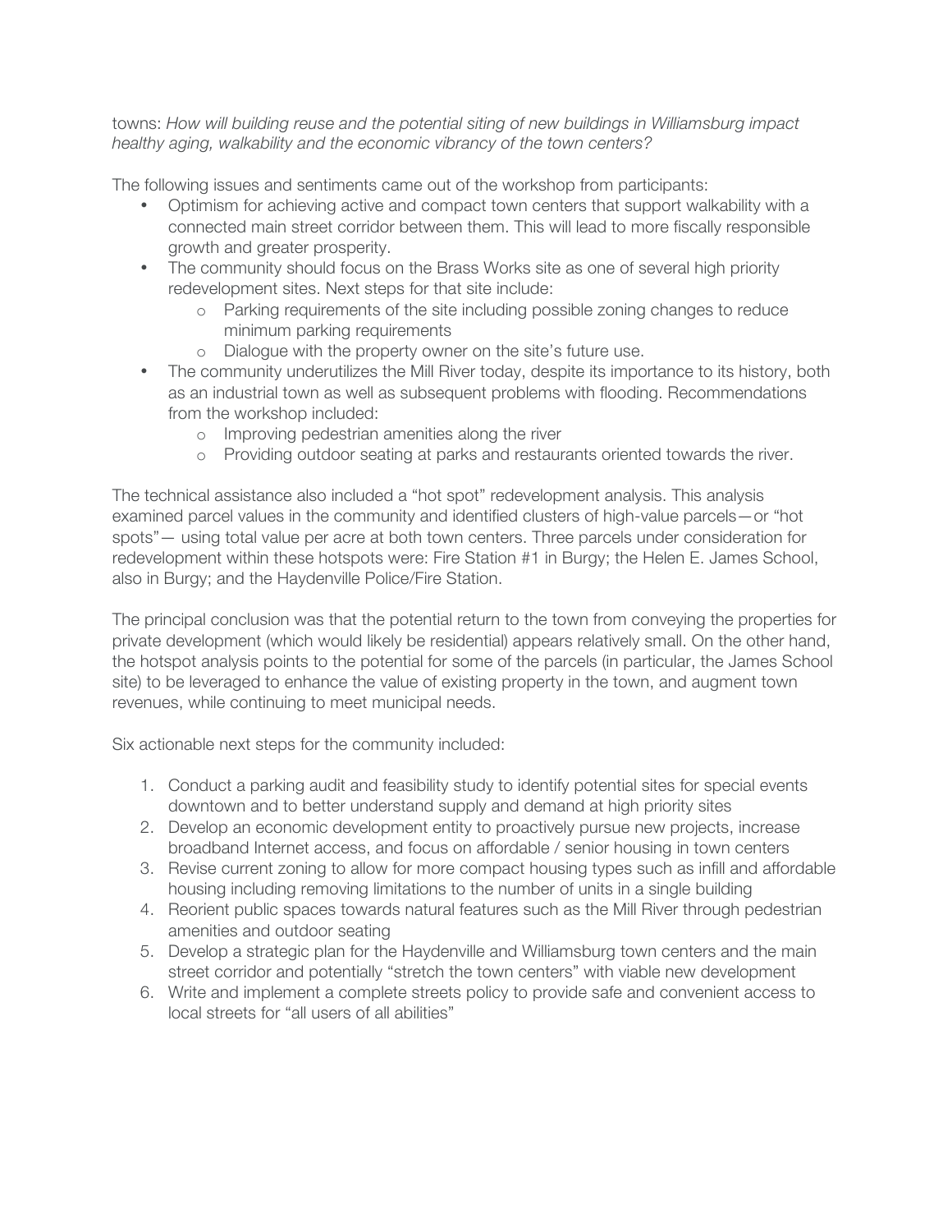towns: *How will building reuse and the potential siting of new buildings in Williamsburg impact healthy aging, walkability and the economic vibrancy of the town centers?*

The following issues and sentiments came out of the workshop from participants:

- Optimism for achieving active and compact town centers that support walkability with a connected main street corridor between them. This will lead to more fiscally responsible growth and greater prosperity.
- The community should focus on the Brass Works site as one of several high priority redevelopment sites. Next steps for that site include:
  - Parking requirements of the site including possible zoning changes to reduce minimum parking requirements
  - Dialogue with the property owner on the site's future use.
- The community underutilizes the Mill River today, despite its importance to its history, both as an industrial town as well as subsequent problems with flooding. Recommendations from the workshop included:
  - Improving pedestrian amenities along the river
  - Providing outdoor seating at parks and restaurants oriented towards the river.

The technical assistance also included a "hot spot" redevelopment analysis. This analysis examined parcel values in the community and identified clusters of high-value parcels—or "hot spots"— using total value per acre at both town centers. Three parcels under consideration for redevelopment within these hotspots were: Fire Station #1 in Burgy; the Helen E. James School, also in Burgy; and the Haydenville Police/Fire Station.

The principal conclusion was that the potential return to the town from conveying the properties for private development (which would likely be residential) appears relatively small. On the other hand, the hotspot analysis points to the potential for some of the parcels (in particular, the James School site) to be leveraged to enhance the value of existing property in the town, and augment town revenues, while continuing to meet municipal needs.

Six actionable next steps for the community included:

1. Conduct a parking audit and feasibility study to identify potential sites for special events downtown and to better understand supply and demand at high priority sites
2. Develop an economic development entity to proactively pursue new projects, increase broadband Internet access, and focus on affordable / senior housing in town centers
3. Revise current zoning to allow for more compact housing types such as infill and affordable housing including removing limitations to the number of units in a single building
4. Reorient public spaces towards natural features such as the Mill River through pedestrian amenities and outdoor seating
5. Develop a strategic plan for the Haydenville and Williamsburg town centers and the main street corridor and potentially "stretch the town centers" with viable new development
6. Write and implement a complete streets policy to provide safe and convenient access to local streets for "all users of all abilities"